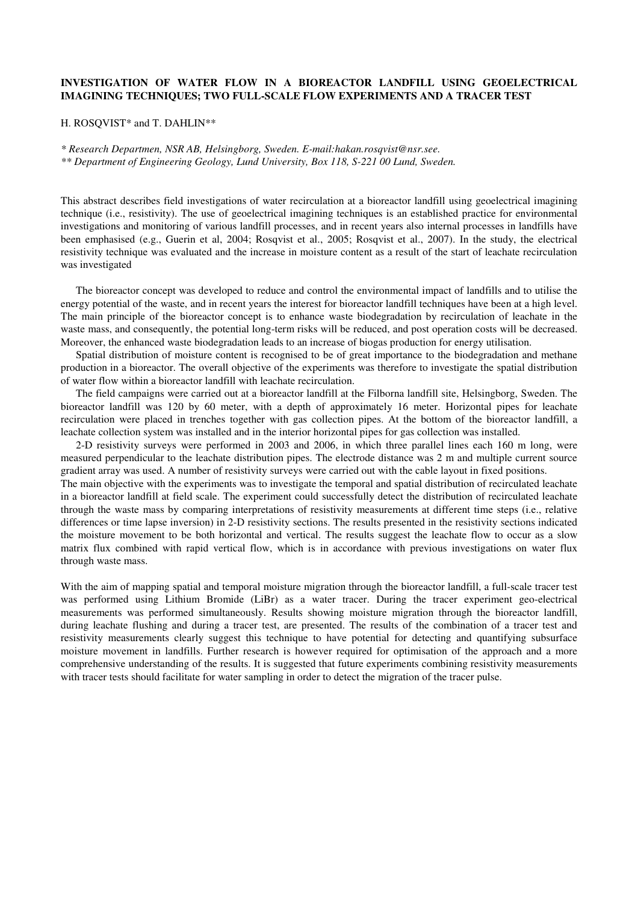**INVESTIGATION OF WATER FLOW IN A BIOREACTOR LANDFILL USING GEOELECTRICAL IMAGINING TECHNIQUES; TWO FULL-SCALE FLOW EXPERIMENTS AND A TRACER TEST**

H. ROSQVIST* and T. DAHLIN**

*\* Research Departmen, NSR AB, Helsingborg, Sweden. E-mail:hakan.rosqvist@nsr.see.*
*\*\* Department of Engineering Geology, Lund University, Box 118, S-221 00 Lund, Sweden.*

This abstract describes field investigations of water recirculation at a bioreactor landfill using geoelectrical imagining technique (i.e., resistivity). The use of geoelectrical imagining techniques is an established practice for environmental investigations and monitoring of various landfill processes, and in recent years also internal processes in landfills have been emphasised (e.g., Guerin et al, 2004; Rosqvist et al., 2005; Rosqvist et al., 2007). In the study, the electrical resistivity technique was evaluated and the increase in moisture content as a result of the start of leachate recirculation was investigated

The bioreactor concept was developed to reduce and control the environmental impact of landfills and to utilise the energy potential of the waste, and in recent years the interest for bioreactor landfill techniques have been at a high level. The main principle of the bioreactor concept is to enhance waste biodegradation by recirculation of leachate in the waste mass, and consequently, the potential long-term risks will be reduced, and post operation costs will be decreased. Moreover, the enhanced waste biodegradation leads to an increase of biogas production for energy utilisation.

Spatial distribution of moisture content is recognised to be of great importance to the biodegradation and methane production in a bioreactor. The overall objective of the experiments was therefore to investigate the spatial distribution of water flow within a bioreactor landfill with leachate recirculation.

The field campaigns were carried out at a bioreactor landfill at the Filborna landfill site, Helsingborg, Sweden. The bioreactor landfill was 120 by 60 meter, with a depth of approximately 16 meter. Horizontal pipes for leachate recirculation were placed in trenches together with gas collection pipes. At the bottom of the bioreactor landfill, a leachate collection system was installed and in the interior horizontal pipes for gas collection was installed.

2-D resistivity surveys were performed in 2003 and 2006, in which three parallel lines each 160 m long, were measured perpendicular to the leachate distribution pipes. The electrode distance was 2 m and multiple current source gradient array was used. A number of resistivity surveys were carried out with the cable layout in fixed positions.
The main objective with the experiments was to investigate the temporal and spatial distribution of recirculated leachate in a bioreactor landfill at field scale. The experiment could successfully detect the distribution of recirculated leachate through the waste mass by comparing interpretations of resistivity measurements at different time steps (i.e., relative differences or time lapse inversion) in 2-D resistivity sections. The results presented in the resistivity sections indicated the moisture movement to be both horizontal and vertical. The results suggest the leachate flow to occur as a slow matrix flux combined with rapid vertical flow, which is in accordance with previous investigations on water flux through waste mass.

With the aim of mapping spatial and temporal moisture migration through the bioreactor landfill, a full-scale tracer test was performed using Lithium Bromide (LiBr) as a water tracer. During the tracer experiment geo-electrical measurements was performed simultaneously. Results showing moisture migration through the bioreactor landfill, during leachate flushing and during a tracer test, are presented. The results of the combination of a tracer test and resistivity measurements clearly suggest this technique to have potential for detecting and quantifying subsurface moisture movement in landfills. Further research is however required for optimisation of the approach and a more comprehensive understanding of the results. It is suggested that future experiments combining resistivity measurements with tracer tests should facilitate for water sampling in order to detect the migration of the tracer pulse.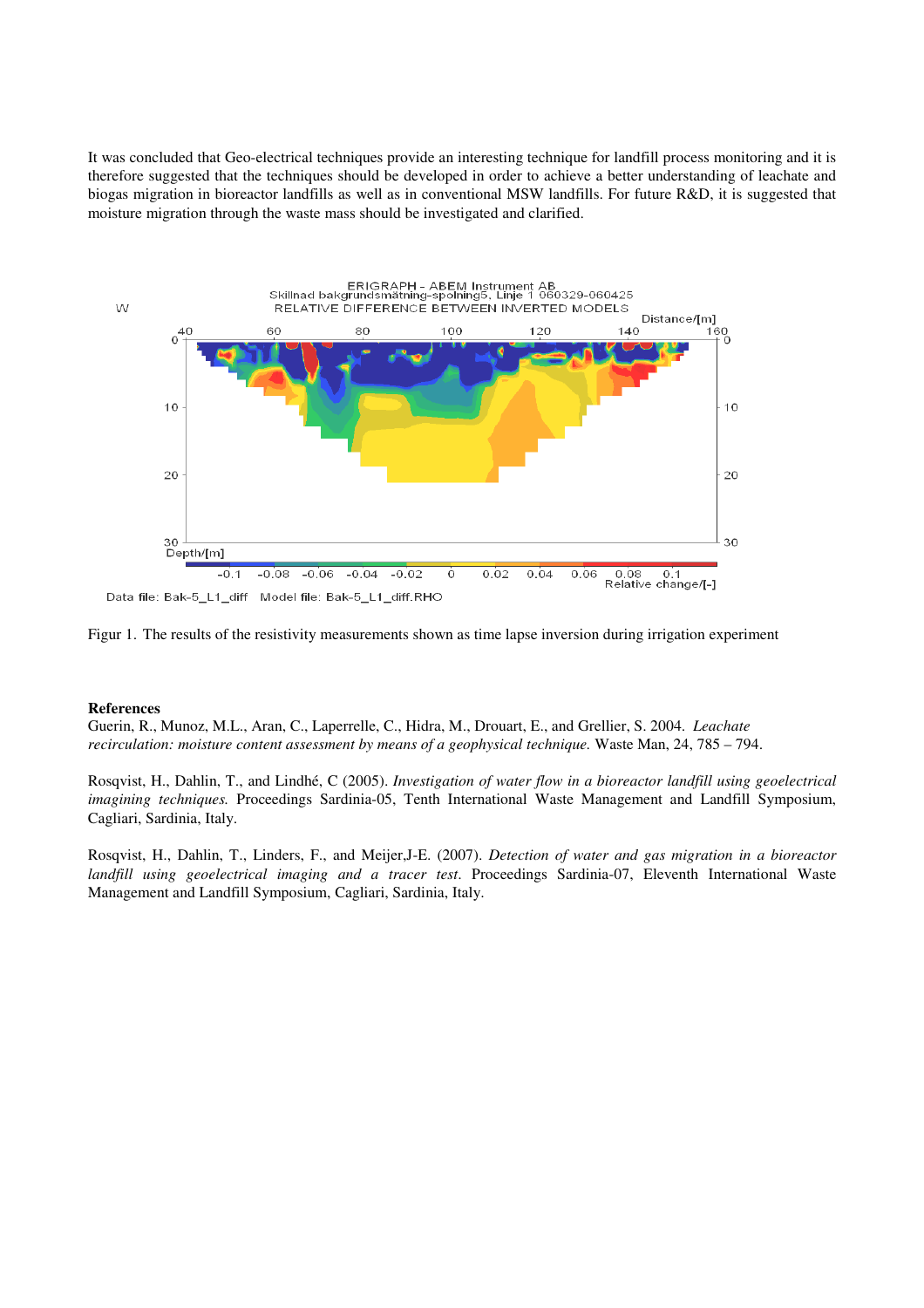It was concluded that Geo-electrical techniques provide an interesting technique for landfill process monitoring and it is therefore suggested that the techniques should be developed in order to achieve a better understanding of leachate and biogas migration in bioreactor landfills as well as in conventional MSW landfills. For future R&D, it is suggested that moisture migration through the waste mass should be investigated and clarified.

ERIGRAPH - ABEM Instrument AB
Skillnad bakgrundsmätning-spolning5, Linje 1 060329-060425
RELATIVE DIFFERENCE BETWEEN INVERTED MODELS
W
Distance/[m]
40 60 80 100 120 140 160
0 10 20 30
Depth/[m]
-0.1 -0.08 -0.06 -0.04 -0.02 0 0.02 0.04 0.06 0.08 0.1
Relative change/[-]
Data file: Bak-5_L1_diff Model file: Bak-5_L1_diff.RHO

Figur 1. The results of the resistivity measurements shown as time lapse inversion during irrigation experiment

**References**

Guerin, R., Munoz, M.L., Aran, C., Laperrelle, C., Hidra, M., Drouart, E., and Grellier, S. 2004. *Leachate recirculation: moisture content assessment by means of a geophysical technique.* Waste Man, 24, 785 – 794.

Rosqvist, H., Dahlin, T., and Lindhé, C (2005). *Investigation of water flow in a bioreactor landfill using geoelectrical imaging techniques.* Proceedings Sardinia-05, Tenth International Waste Management and Landfill Symposium, Cagliari, Sardinia, Italy.

Rosqvist, H., Dahlin, T., Linders, F., and Meijer,J-E. (2007). *Detection of water and gas migration in a bioreactor landfill using geoelectrical imaging and a tracer test*. Proceedings Sardinia-07, Eleventh International Waste Management and Landfill Symposium, Cagliari, Sardinia, Italy.